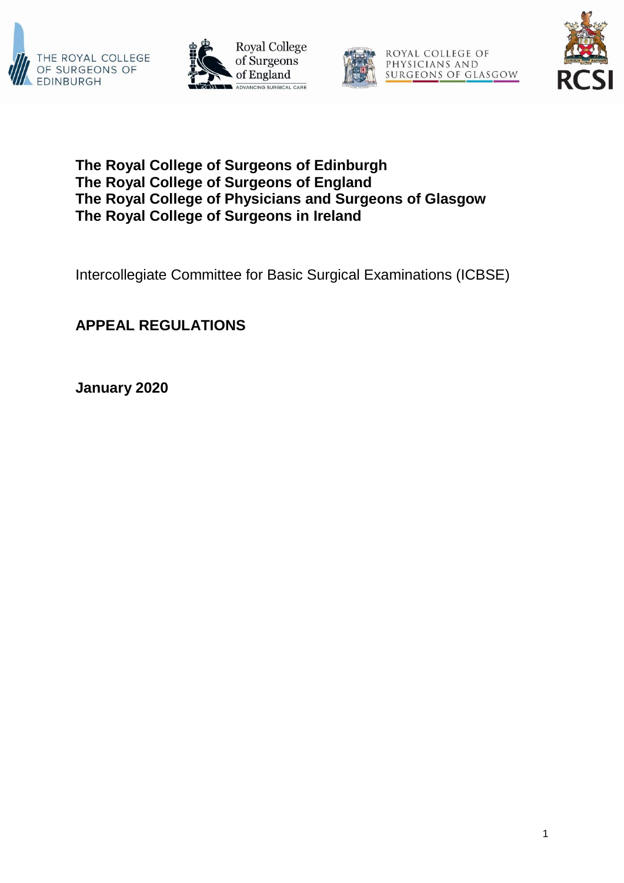**The Royal College of Surgeons of Edinburgh**
**The Royal College of Surgeons of England**
**The Royal College of Physicians and Surgeons of Glasgow**
**The Royal College of Surgeons in Ireland**

Intercollegiate Committee for Basic Surgical Examinations (ICBSE)

# APPEAL REGULATIONS

**January 2020**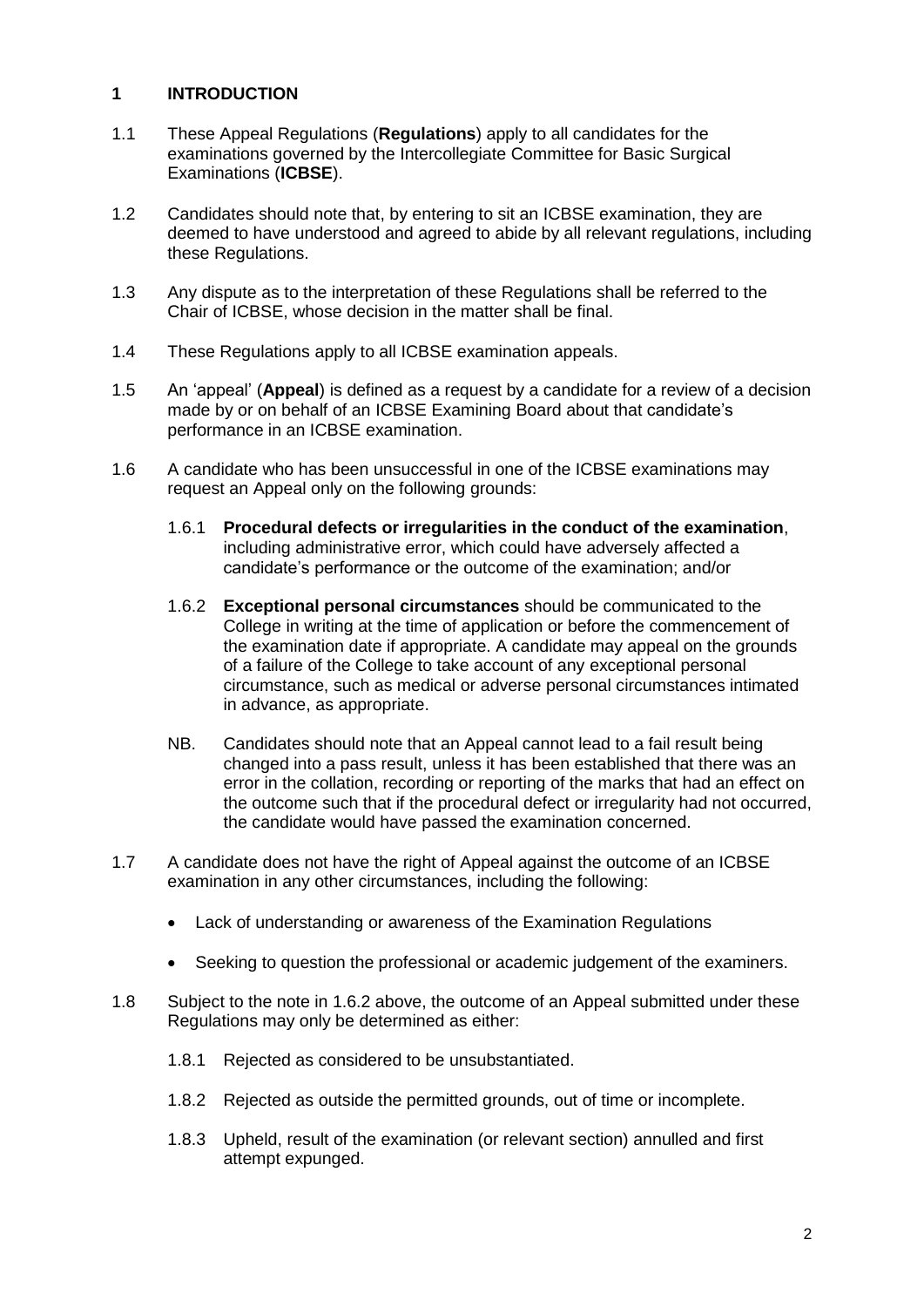## 1 INTRODUCTION

1.1 These Appeal Regulations (**Regulations**) apply to all candidates for the examinations governed by the Intercollegiate Committee for Basic Surgical Examinations (**ICBSE**).

1.2 Candidates should note that, by entering to sit an ICBSE examination, they are deemed to have understood and agreed to abide by all relevant regulations, including these Regulations.

1.3 Any dispute as to the interpretation of these Regulations shall be referred to the Chair of ICBSE, whose decision in the matter shall be final.

1.4 These Regulations apply to all ICBSE examination appeals.

1.5 An 'appeal' (**Appeal**) is defined as a request by a candidate for a review of a decision made by or on behalf of an ICBSE Examining Board about that candidate's performance in an ICBSE examination.

1.6 A candidate who has been unsuccessful in one of the ICBSE examinations may request an Appeal only on the following grounds:

1.6.1 **Procedural defects or irregularities in the conduct of the examination**, including administrative error, which could have adversely affected a candidate's performance or the outcome of the examination; and/or

1.6.2 **Exceptional personal circumstances** should be communicated to the College in writing at the time of application or before the commencement of the examination date if appropriate. A candidate may appeal on the grounds of a failure of the College to take account of any exceptional personal circumstance, such as medical or adverse personal circumstances intimated in advance, as appropriate.

NB. Candidates should note that an Appeal cannot lead to a fail result being changed into a pass result, unless it has been established that there was an error in the collation, recording or reporting of the marks that had an effect on the outcome such that if the procedural defect or irregularity had not occurred, the candidate would have passed the examination concerned.

1.7 A candidate does not have the right of Appeal against the outcome of an ICBSE examination in any other circumstances, including the following:

- Lack of understanding or awareness of the Examination Regulations
- Seeking to question the professional or academic judgement of the examiners.

1.8 Subject to the note in 1.6.2 above, the outcome of an Appeal submitted under these Regulations may only be determined as either:

1.8.1 Rejected as considered to be unsubstantiated.

1.8.2 Rejected as outside the permitted grounds, out of time or incomplete.

1.8.3 Upheld, result of the examination (or relevant section) annulled and first attempt expunged.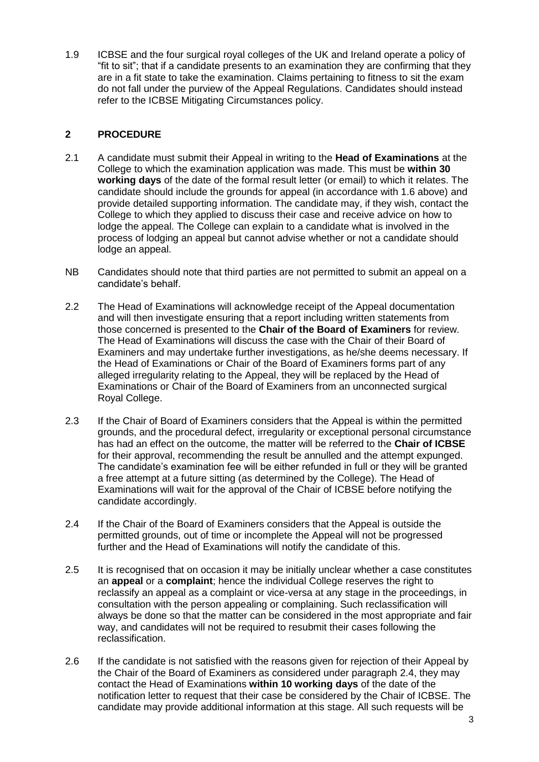1.9 ICBSE and the four surgical royal colleges of the UK and Ireland operate a policy of "fit to sit"; that if a candidate presents to an examination they are confirming that they are in a fit state to take the examination. Claims pertaining to fitness to sit the exam do not fall under the purview of the Appeal Regulations. Candidates should instead refer to the ICBSE Mitigating Circumstances policy.

## 2 PROCEDURE

2.1 A candidate must submit their Appeal in writing to the **Head of Examinations** at the College to which the examination application was made. This must be **within 30 working days** of the date of the formal result letter (or email) to which it relates. The candidate should include the grounds for appeal (in accordance with 1.6 above) and provide detailed supporting information. The candidate may, if they wish, contact the College to which they applied to discuss their case and receive advice on how to lodge the appeal. The College can explain to a candidate what is involved in the process of lodging an appeal but cannot advise whether or not a candidate should lodge an appeal.

NB Candidates should note that third parties are not permitted to submit an appeal on a candidate's behalf.

2.2 The Head of Examinations will acknowledge receipt of the Appeal documentation and will then investigate ensuring that a report including written statements from those concerned is presented to the **Chair of the Board of Examiners** for review. The Head of Examinations will discuss the case with the Chair of their Board of Examiners and may undertake further investigations, as he/she deems necessary. If the Head of Examinations or Chair of the Board of Examiners forms part of any alleged irregularity relating to the Appeal, they will be replaced by the Head of Examinations or Chair of the Board of Examiners from an unconnected surgical Royal College.

2.3 If the Chair of Board of Examiners considers that the Appeal is within the permitted grounds, and the procedural defect, irregularity or exceptional personal circumstance has had an effect on the outcome, the matter will be referred to the **Chair of ICBSE** for their approval, recommending the result be annulled and the attempt expunged. The candidate's examination fee will be either refunded in full or they will be granted a free attempt at a future sitting (as determined by the College). The Head of Examinations will wait for the approval of the Chair of ICBSE before notifying the candidate accordingly.

2.4 If the Chair of the Board of Examiners considers that the Appeal is outside the permitted grounds, out of time or incomplete the Appeal will not be progressed further and the Head of Examinations will notify the candidate of this.

2.5 It is recognised that on occasion it may be initially unclear whether a case constitutes an **appeal** or a **complaint**; hence the individual College reserves the right to reclassify an appeal as a complaint or vice-versa at any stage in the proceedings, in consultation with the person appealing or complaining. Such reclassification will always be done so that the matter can be considered in the most appropriate and fair way, and candidates will not be required to resubmit their cases following the reclassification.

2.6 If the candidate is not satisfied with the reasons given for rejection of their Appeal by the Chair of the Board of Examiners as considered under paragraph 2.4, they may contact the Head of Examinations **within 10 working days** of the date of the notification letter to request that their case be considered by the Chair of ICBSE. The candidate may provide additional information at this stage. All such requests will be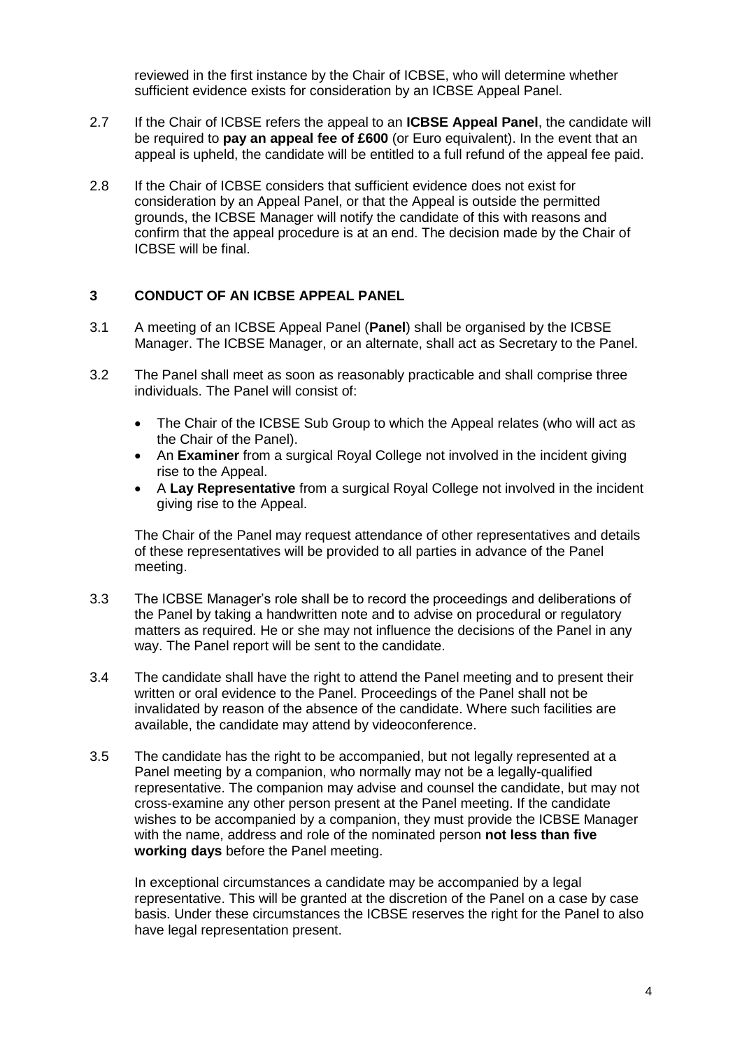reviewed in the first instance by the Chair of ICBSE, who will determine whether sufficient evidence exists for consideration by an ICBSE Appeal Panel.

2.7 If the Chair of ICBSE refers the appeal to an **ICBSE Appeal Panel**, the candidate will be required to **pay an appeal fee of £600** (or Euro equivalent). In the event that an appeal is upheld, the candidate will be entitled to a full refund of the appeal fee paid.

2.8 If the Chair of ICBSE considers that sufficient evidence does not exist for consideration by an Appeal Panel, or that the Appeal is outside the permitted grounds, the ICBSE Manager will notify the candidate of this with reasons and confirm that the appeal procedure is at an end. The decision made by the Chair of ICBSE will be final.

## 3 CONDUCT OF AN ICBSE APPEAL PANEL

3.1 A meeting of an ICBSE Appeal Panel (**Panel**) shall be organised by the ICBSE Manager. The ICBSE Manager, or an alternate, shall act as Secretary to the Panel.

3.2 The Panel shall meet as soon as reasonably practicable and shall comprise three individuals. The Panel will consist of:

- The Chair of the ICBSE Sub Group to which the Appeal relates (who will act as the Chair of the Panel).
- An **Examiner** from a surgical Royal College not involved in the incident giving rise to the Appeal.
- A **Lay Representative** from a surgical Royal College not involved in the incident giving rise to the Appeal.

The Chair of the Panel may request attendance of other representatives and details of these representatives will be provided to all parties in advance of the Panel meeting.

3.3 The ICBSE Manager's role shall be to record the proceedings and deliberations of the Panel by taking a handwritten note and to advise on procedural or regulatory matters as required. He or she may not influence the decisions of the Panel in any way. The Panel report will be sent to the candidate.

3.4 The candidate shall have the right to attend the Panel meeting and to present their written or oral evidence to the Panel. Proceedings of the Panel shall not be invalidated by reason of the absence of the candidate. Where such facilities are available, the candidate may attend by videoconference.

3.5 The candidate has the right to be accompanied, but not legally represented at a Panel meeting by a companion, who normally may not be a legally-qualified representative. The companion may advise and counsel the candidate, but may not cross-examine any other person present at the Panel meeting. If the candidate wishes to be accompanied by a companion, they must provide the ICBSE Manager with the name, address and role of the nominated person **not less than five working days** before the Panel meeting.

In exceptional circumstances a candidate may be accompanied by a legal representative. This will be granted at the discretion of the Panel on a case by case basis. Under these circumstances the ICBSE reserves the right for the Panel to also have legal representation present.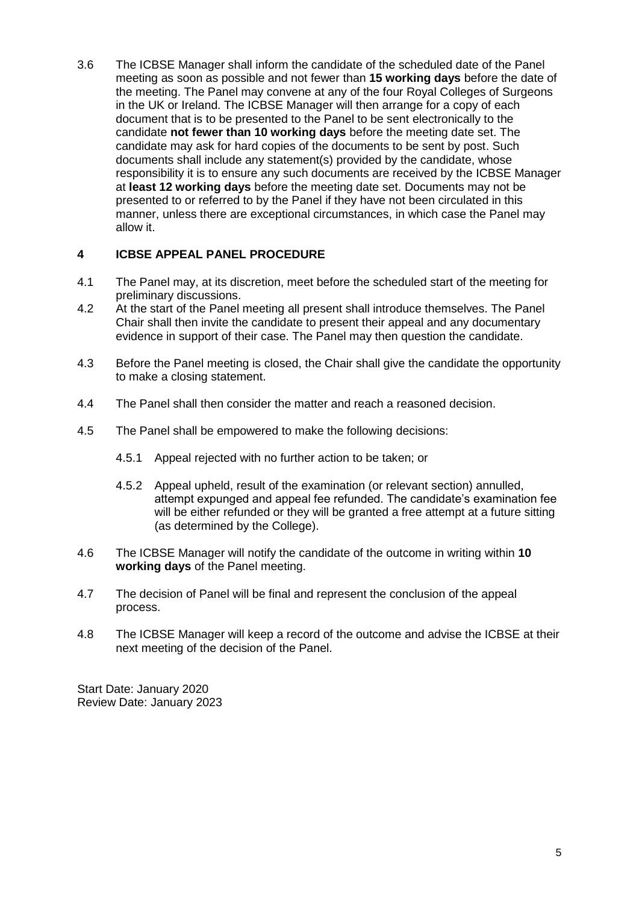3.6 The ICBSE Manager shall inform the candidate of the scheduled date of the Panel meeting as soon as possible and not fewer than **15 working days** before the date of the meeting. The Panel may convene at any of the four Royal Colleges of Surgeons in the UK or Ireland. The ICBSE Manager will then arrange for a copy of each document that is to be presented to the Panel to be sent electronically to the candidate **not fewer than 10 working days** before the meeting date set. The candidate may ask for hard copies of the documents to be sent by post. Such documents shall include any statement(s) provided by the candidate, whose responsibility it is to ensure any such documents are received by the ICBSE Manager at **least 12 working days** before the meeting date set. Documents may not be presented to or referred to by the Panel if they have not been circulated in this manner, unless there are exceptional circumstances, in which case the Panel may allow it.

## 4 ICBSE APPEAL PANEL PROCEDURE

4.1 The Panel may, at its discretion, meet before the scheduled start of the meeting for preliminary discussions.

4.2 At the start of the Panel meeting all present shall introduce themselves. The Panel Chair shall then invite the candidate to present their appeal and any documentary evidence in support of their case. The Panel may then question the candidate.

4.3 Before the Panel meeting is closed, the Chair shall give the candidate the opportunity to make a closing statement.

4.4 The Panel shall then consider the matter and reach a reasoned decision.

4.5 The Panel shall be empowered to make the following decisions:

4.5.1 Appeal rejected with no further action to be taken; or

4.5.2 Appeal upheld, result of the examination (or relevant section) annulled, attempt expunged and appeal fee refunded. The candidate's examination fee will be either refunded or they will be granted a free attempt at a future sitting (as determined by the College).

4.6 The ICBSE Manager will notify the candidate of the outcome in writing within **10 working days** of the Panel meeting.

4.7 The decision of Panel will be final and represent the conclusion of the appeal process.

4.8 The ICBSE Manager will keep a record of the outcome and advise the ICBSE at their next meeting of the decision of the Panel.

Start Date: January 2020
Review Date: January 2023